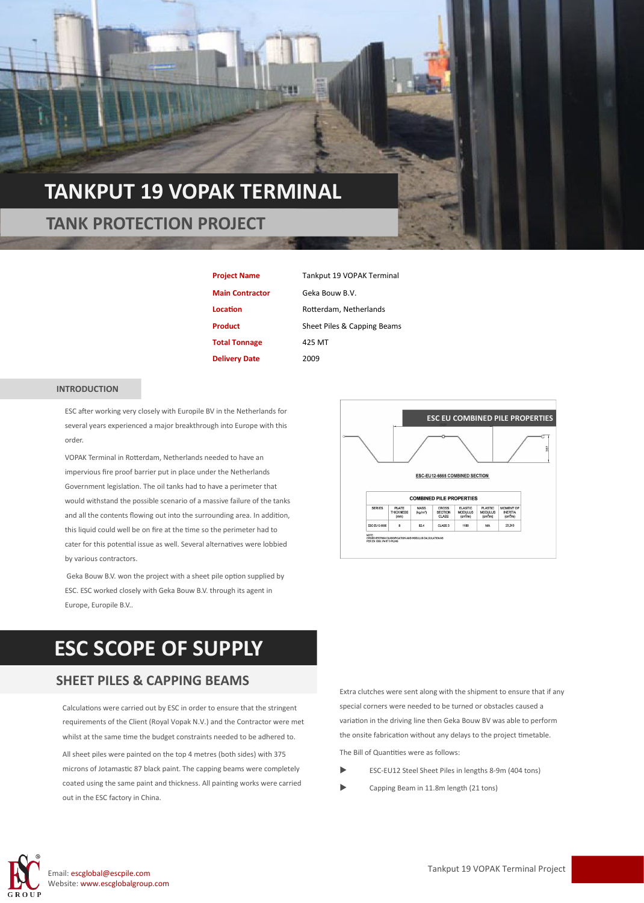# TANKPUT 19 VOPAK TERMINAL

## TANK PROTECTION PROJECT

| | |
|---|---|
| **Project Name** | Tankput 19 VOPAK Terminal |
| **Main Contractor** | Geka Bouw B.V. |
| **Location** | Rotterdam, Netherlands |
| **Product** | Sheet Piles & Capping Beams |
| **Total Tonnage** | 425 MT |
| **Delivery Date** | 2009 |

### INTRODUCTION

ESC after working very closely with Europile BV in the Netherlands for several years experienced a major breakthrough into Europe with this order.

VOPAK Terminal in Rotterdam, Netherlands needed to have an impervious fire proof barrier put in place under the Netherlands Government legislation. The oil tanks had to have a perimeter that would withstand the possible scenario of a massive failure of the tanks and all the contents flowing out into the surrounding area. In addition, this liquid could well be on fire at the time so the perimeter had to cater for this potential issue as well. Several alternatives were lobbied by various contractors.

Geka Bouw B.V. won the project with a sheet pile option supplied by ESC. ESC worked closely with Geka Bouw B.V. through its agent in Europe, Europile B.V..

**ESC EU COMBINED PILE PROPERTIES**

ESC-EU12-6665 COMBINED SECTION

COMBINED PILE PROPERTIES

| SERIES | PLATE THICKNESS (mm) | MASS (kg/m²) | CROSS SECTION CLASS | ELASTIC MODULUS (cm³/m) | PLASTIC MODULUS (cm³/m) | MOMENT OF INERTIA (cm⁴/m) |
|---|---|---|---|---|---|---|
| ESC-EU12-6665 | 8 | 82.4 | CLASS 3 | 1180 | N/A | 23,240 |

NOTE: CROSS SECTION CLASSIFICATION AND MODULUS CALCULATION AS PER EN 1993: PART 5 PILING

# ESC SCOPE OF SUPPLY

## SHEET PILES & CAPPING BEAMS

Calculations were carried out by ESC in order to ensure that the stringent requirements of the Client (Royal Vopak N.V.) and the Contractor were met whilst at the same time the budget constraints needed to be adhered to.

All sheet piles were painted on the top 4 metres (both sides) with 375 microns of Jotamastic 87 black paint. The capping beams were completely coated using the same paint and thickness. All painting works were carried out in the ESC factory in China.

Extra clutches were sent along with the shipment to ensure that if any special corners were needed to be turned or obstacles caused a variation in the driving line then Geka Bouw BV was able to perform the onsite fabrication without any delays to the project timetable.

The Bill of Quantities were as follows:

- ESC-EU12 Steel Sheet Piles in lengths 8-9m (404 tons)
- Capping Beam in 11.8m length (21 tons)

Email: escglobal@escpile.com
Website: www.escglobalgroup.com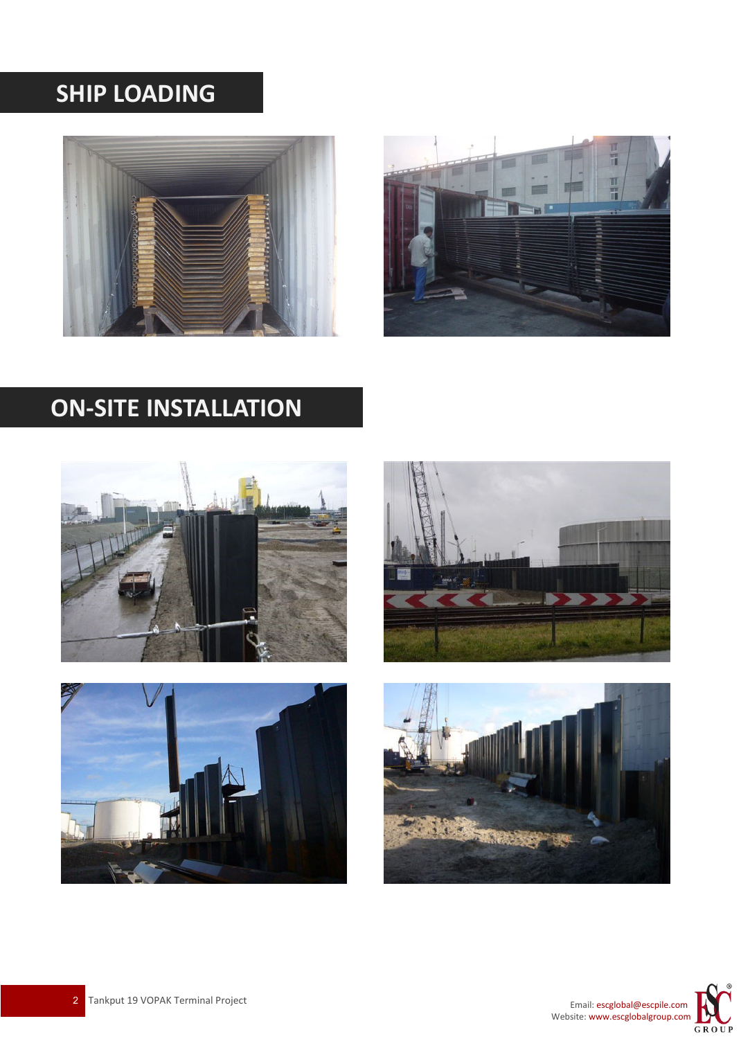## SHIP LOADING

## ON-SITE INSTALLATION

Email: escglobal@escpile.com
Website: www.escglobalgroup.com